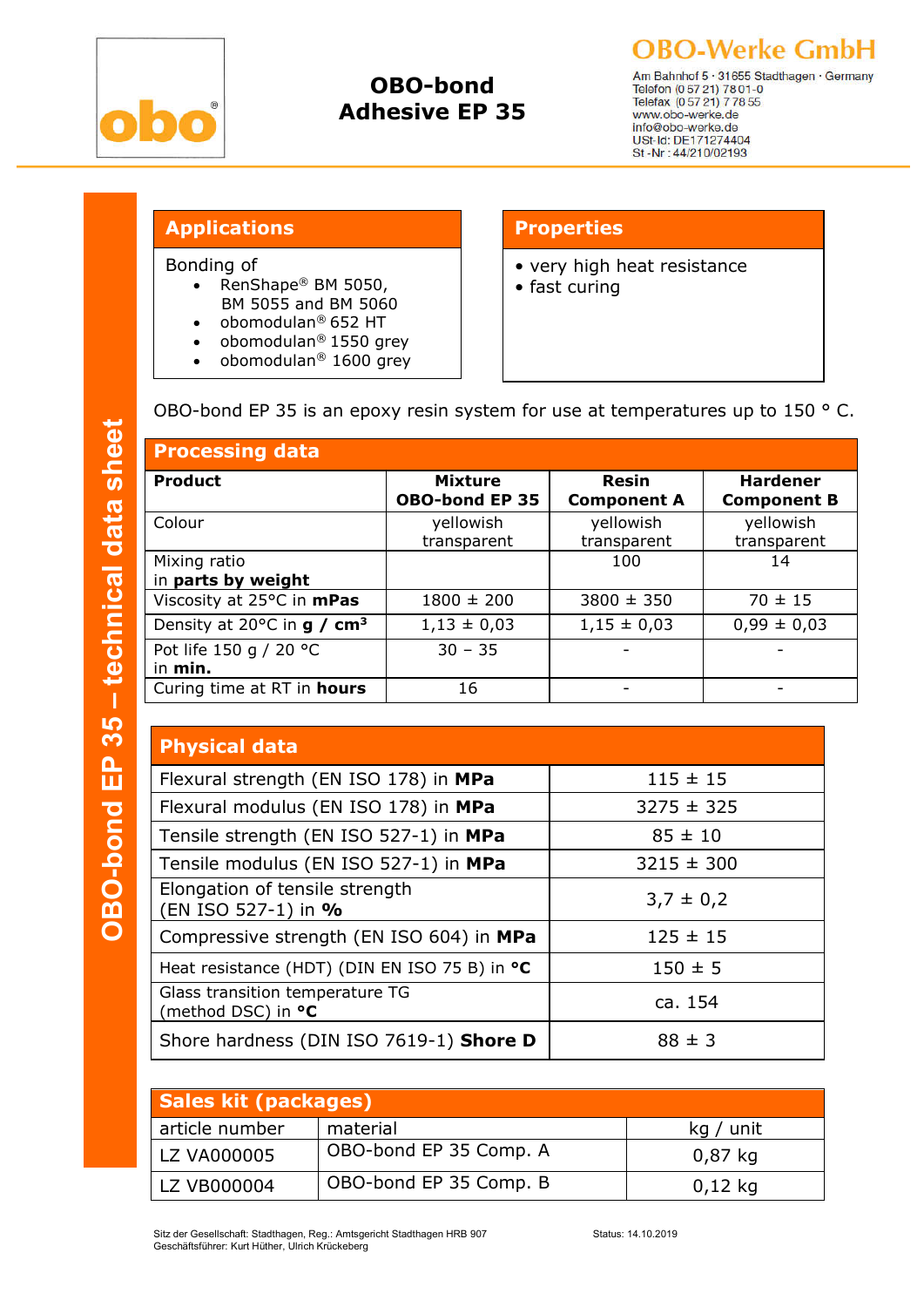# OBO-bond Adhesive EP 35

**OBO-Werke GmbH**
Am Bahnhof 5 · 31655 Stadthagen · Germany
Telefon (0 57 21) 78 01-0
Telefax (0 57 21) 7 78 55
www.obo-werke.de
info@obo-werke.de
USt-Id: DE171274404
St.-Nr.: 44/210/02193

OBO-bond EP 35 – technical data sheet

## Applications

Bonding of

- RenShape® BM 5050, BM 5055 and BM 5060
- obomodulan® 652 HT
- obomodulan® 1550 grey
- obomodulan® 1600 grey

## Properties

- very high heat resistance
- fast curing

OBO-bond EP 35 is an epoxy resin system for use at temperatures up to 150 ° C.

## Processing data

| Product | Mixture OBO-bond EP 35 | Resin Component A | Hardener Component B |
|---|---|---|---|
| Colour | yellowish transparent | yellowish transparent | yellowish transparent |
| Mixing ratio in **parts by weight** | | 100 | 14 |
| Viscosity at 25°C in **mPas** | 1800 ± 200 | 3800 ± 350 | 70 ± 15 |
| Density at 20°C in **g / cm³** | 1,13 ± 0,03 | 1,15 ± 0,03 | 0,99 ± 0,03 |
| Pot life 150 g / 20 °C in **min.** | 30 – 35 | - | - |
| Curing time at RT in **hours** | 16 | - | - |

## Physical data

| Property | Value |
|---|---|
| Flexural strength (EN ISO 178) in **MPa** | 115 ± 15 |
| Flexural modulus (EN ISO 178) in **MPa** | 3275 ± 325 |
| Tensile strength (EN ISO 527-1) in **MPa** | 85 ± 10 |
| Tensile modulus (EN ISO 527-1) in **MPa** | 3215 ± 300 |
| Elongation of tensile strength (EN ISO 527-1) in **%** | 3,7 ± 0,2 |
| Compressive strength (EN ISO 604) in **MPa** | 125 ± 15 |
| Heat resistance (HDT) (DIN EN ISO 75 B) in **°C** | 150 ± 5 |
| Glass transition temperature TG (method DSC) in **°C** | ca. 154 |
| Shore hardness (DIN ISO 7619-1) **Shore D** | 88 ± 3 |

## Sales kit (packages)

| article number | material | kg / unit |
|---|---|---|
| LZ VA000005 | OBO-bond EP 35 Comp. A | 0,87 kg |
| LZ VB000004 | OBO-bond EP 35 Comp. B | 0,12 kg |

Sitz der Gesellschaft: Stadthagen, Reg.: Amtsgericht Stadthagen HRB 907
Geschäftsführer: Kurt Hüther, Ulrich Krückeberg

Status: 14.10.2019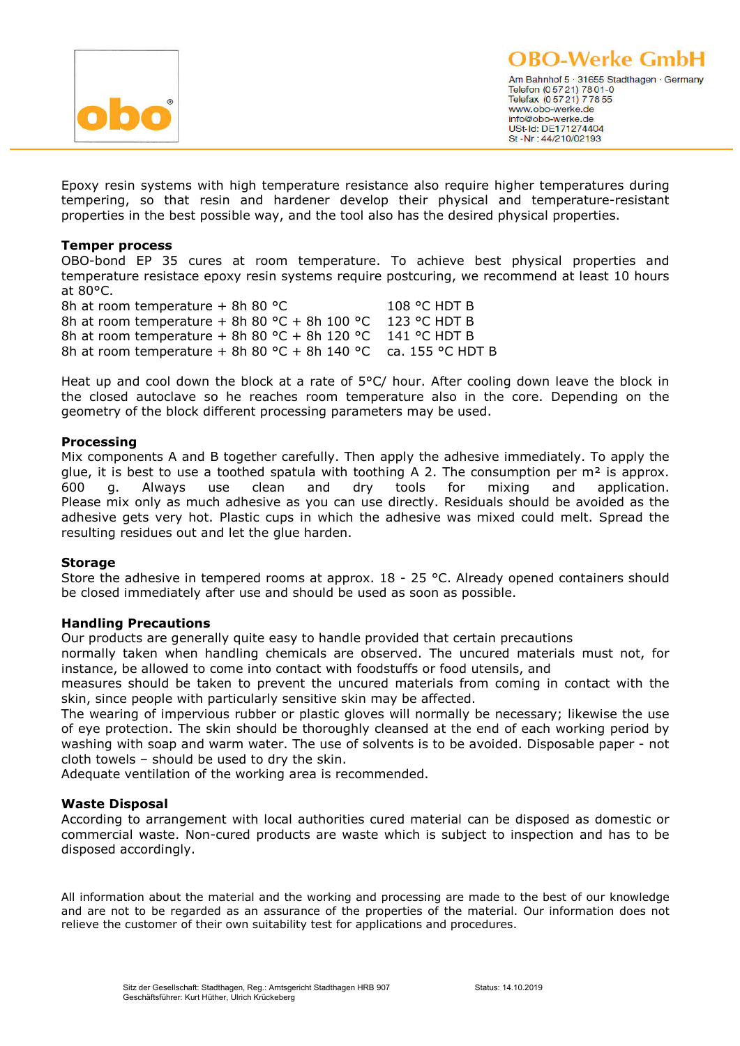Epoxy resin systems with high temperature resistance also require higher temperatures during tempering, so that resin and hardener develop their physical and temperature-resistant properties in the best possible way, and the tool also has the desired physical properties.

**Temper process**

OBO-bond EP 35 cures at room temperature. To achieve best physical properties and temperature resistace epoxy resin systems require postcuring, we recommend at least 10 hours at 80°C.

| | |
|---|---|
| 8h at room temperature + 8h 80 °C | 108 °C HDT B |
| 8h at room temperature + 8h 80 °C + 8h 100 °C | 123 °C HDT B |
| 8h at room temperature + 8h 80 °C + 8h 120 °C | 141 °C HDT B |
| 8h at room temperature + 8h 80 °C + 8h 140 °C | ca. 155 °C HDT B |

Heat up and cool down the block at a rate of 5°C/ hour. After cooling down leave the block in the closed autoclave so he reaches room temperature also in the core. Depending on the geometry of the block different processing parameters may be used.

**Processing**

Mix components A and B together carefully. Then apply the adhesive immediately. To apply the glue, it is best to use a toothed spatula with toothing A 2. The consumption per m² is approx. 600 g. Always use clean and dry tools for mixing and application. Please mix only as much adhesive as you can use directly. Residuals should be avoided as the adhesive gets very hot. Plastic cups in which the adhesive was mixed could melt. Spread the resulting residues out and let the glue harden.

**Storage**

Store the adhesive in tempered rooms at approx. 18 - 25 °C. Already opened containers should be closed immediately after use and should be used as soon as possible.

**Handling Precautions**

Our products are generally quite easy to handle provided that certain precautions normally taken when handling chemicals are observed. The uncured materials must not, for instance, be allowed to come into contact with foodstuffs or food utensils, and measures should be taken to prevent the uncured materials from coming in contact with the skin, since people with particularly sensitive skin may be affected.
The wearing of impervious rubber or plastic gloves will normally be necessary; likewise the use of eye protection. The skin should be thoroughly cleansed at the end of each working period by washing with soap and warm water. The use of solvents is to be avoided. Disposable paper - not cloth towels – should be used to dry the skin.
Adequate ventilation of the working area is recommended.

**Waste Disposal**

According to arrangement with local authorities cured material can be disposed as domestic or commercial waste. Non-cured products are waste which is subject to inspection and has to be disposed accordingly.

All information about the material and the working and processing are made to the best of our knowledge and are not to be regarded as an assurance of the properties of the material. Our information does not relieve the customer of their own suitability test for applications and procedures.